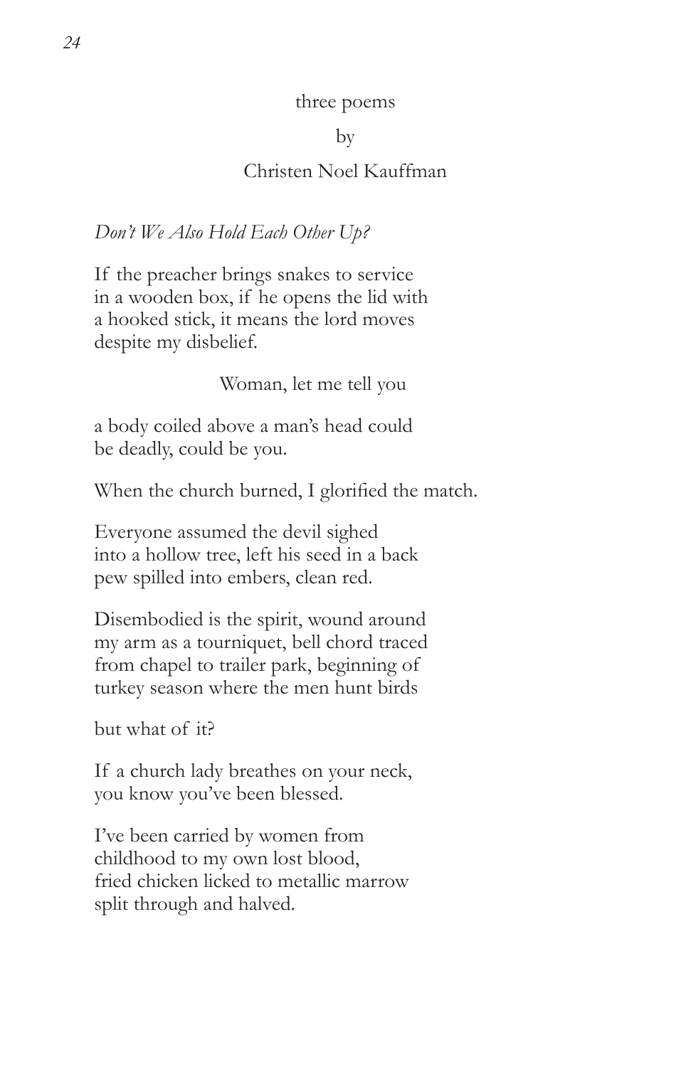three poems

by

Christen Noel Kauffman

*Don't We Also Hold Each Other Up?*

If the preacher brings snakes to service
in a wooden box, if he opens the lid with
a hooked stick, it means the lord moves
despite my disbelief.

Woman, let me tell you

a body coiled above a man's head could
be deadly, could be you.

When the church burned, I glorified the match.

Everyone assumed the devil sighed
into a hollow tree, left his seed in a back
pew spilled into embers, clean red.

Disembodied is the spirit, wound around
my arm as a tourniquet, bell chord traced
from chapel to trailer park, beginning of
turkey season where the men hunt birds

but what of it?

If a church lady breathes on your neck,
you know you've been blessed.

I've been carried by women from
childhood to my own lost blood,
fried chicken licked to metallic marrow
split through and halved.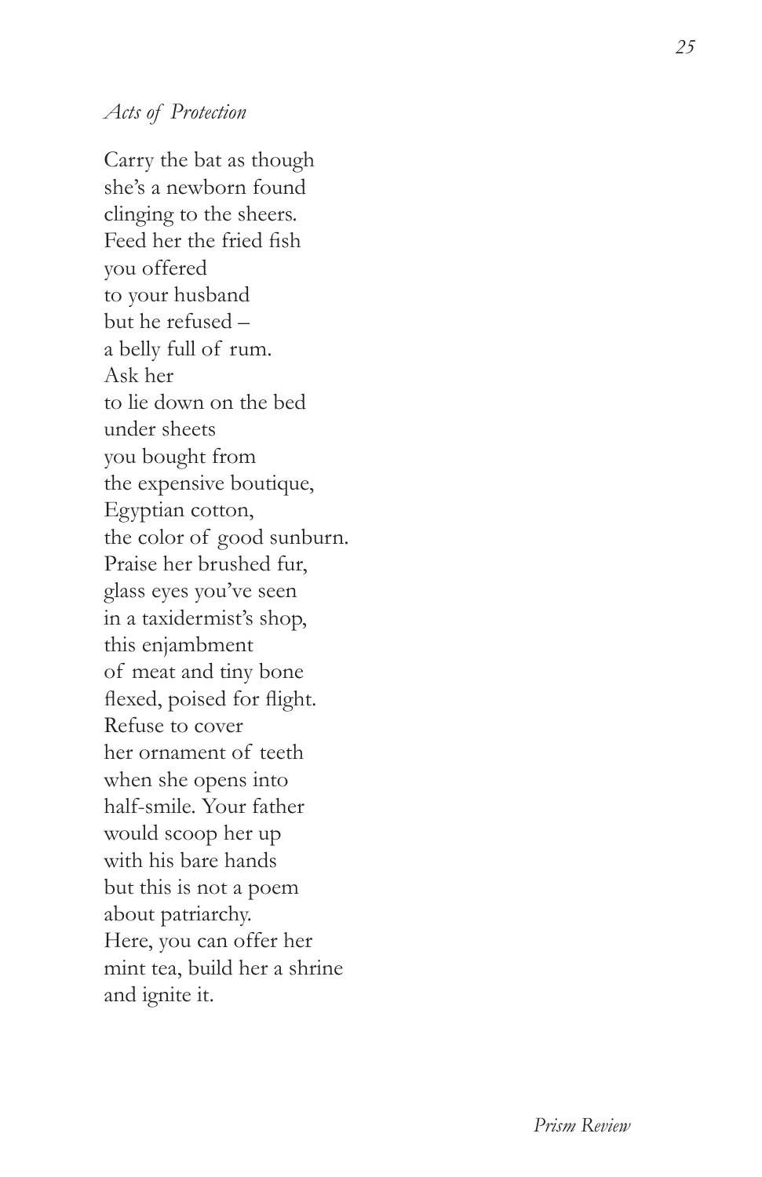*Acts of Protection*

Carry the bat as though  
she's a newborn found  
clinging to the sheers.  
Feed her the fried fish  
you offered  
to your husband  
but he refused –  
a belly full of rum.  
Ask her  
to lie down on the bed  
under sheets  
you bought from  
the expensive boutique,  
Egyptian cotton,  
the color of good sunburn.  
Praise her brushed fur,  
glass eyes you've seen  
in a taxidermist's shop,  
this enjambment  
of meat and tiny bone  
flexed, poised for flight.  
Refuse to cover  
her ornament of teeth  
when she opens into  
half-smile. Your father  
would scoop her up  
with his bare hands  
but this is not a poem  
about patriarchy.  
Here, you can offer her  
mint tea, build her a shrine  
and ignite it.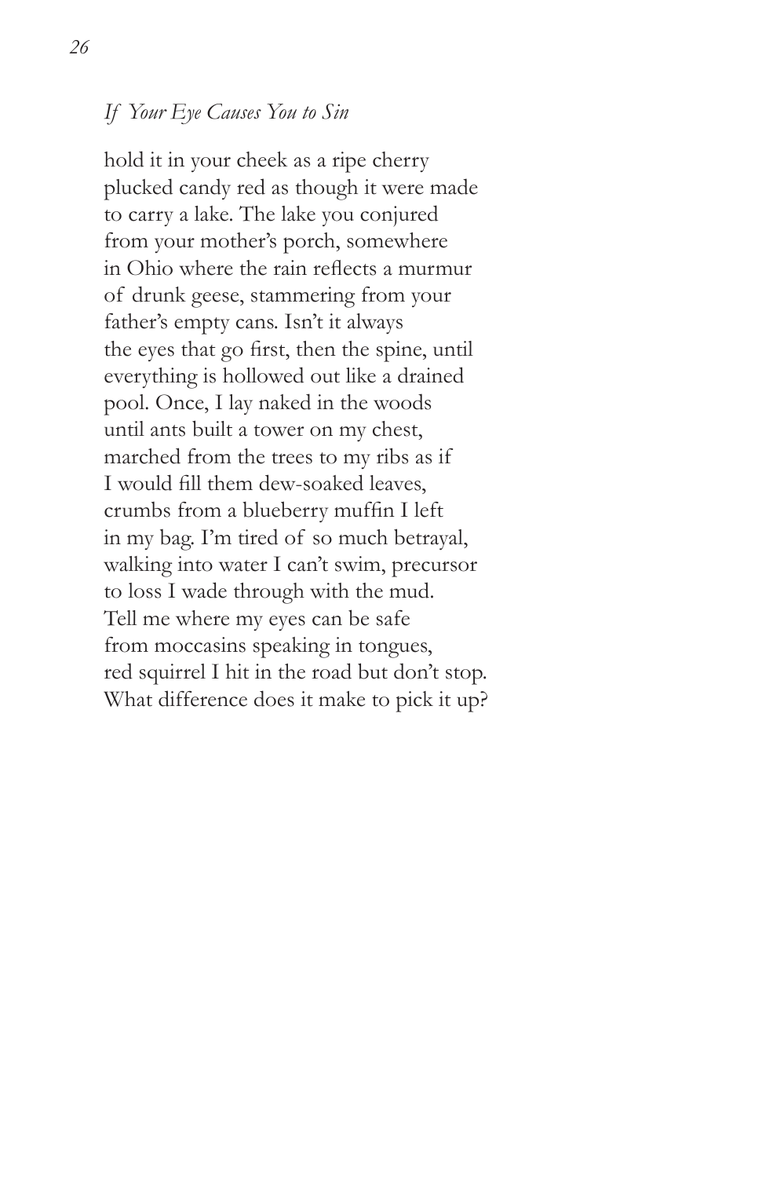*If Your Eye Causes You to Sin*

hold it in your cheek as a ripe cherry  
plucked candy red as though it were made  
to carry a lake. The lake you conjured  
from your mother's porch, somewhere  
in Ohio where the rain reflects a murmur  
of drunk geese, stammering from your  
father's empty cans. Isn't it always  
the eyes that go first, then the spine, until  
everything is hollowed out like a drained  
pool. Once, I lay naked in the woods  
until ants built a tower on my chest,  
marched from the trees to my ribs as if  
I would fill them dew-soaked leaves,  
crumbs from a blueberry muffin I left  
in my bag. I'm tired of so much betrayal,  
walking into water I can't swim, precursor  
to loss I wade through with the mud.  
Tell me where my eyes can be safe  
from moccasins speaking in tongues,  
red squirrel I hit in the road but don't stop.  
What difference does it make to pick it up?